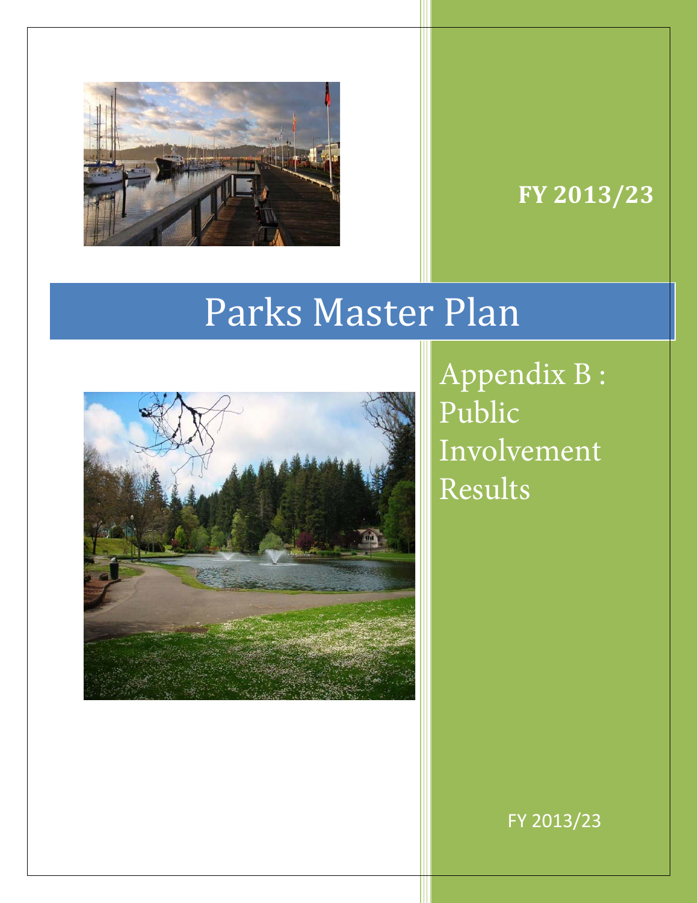**FY 2013/23**

# Parks Master Plan

## Appendix B : Public Involvement Results

FY 2013/23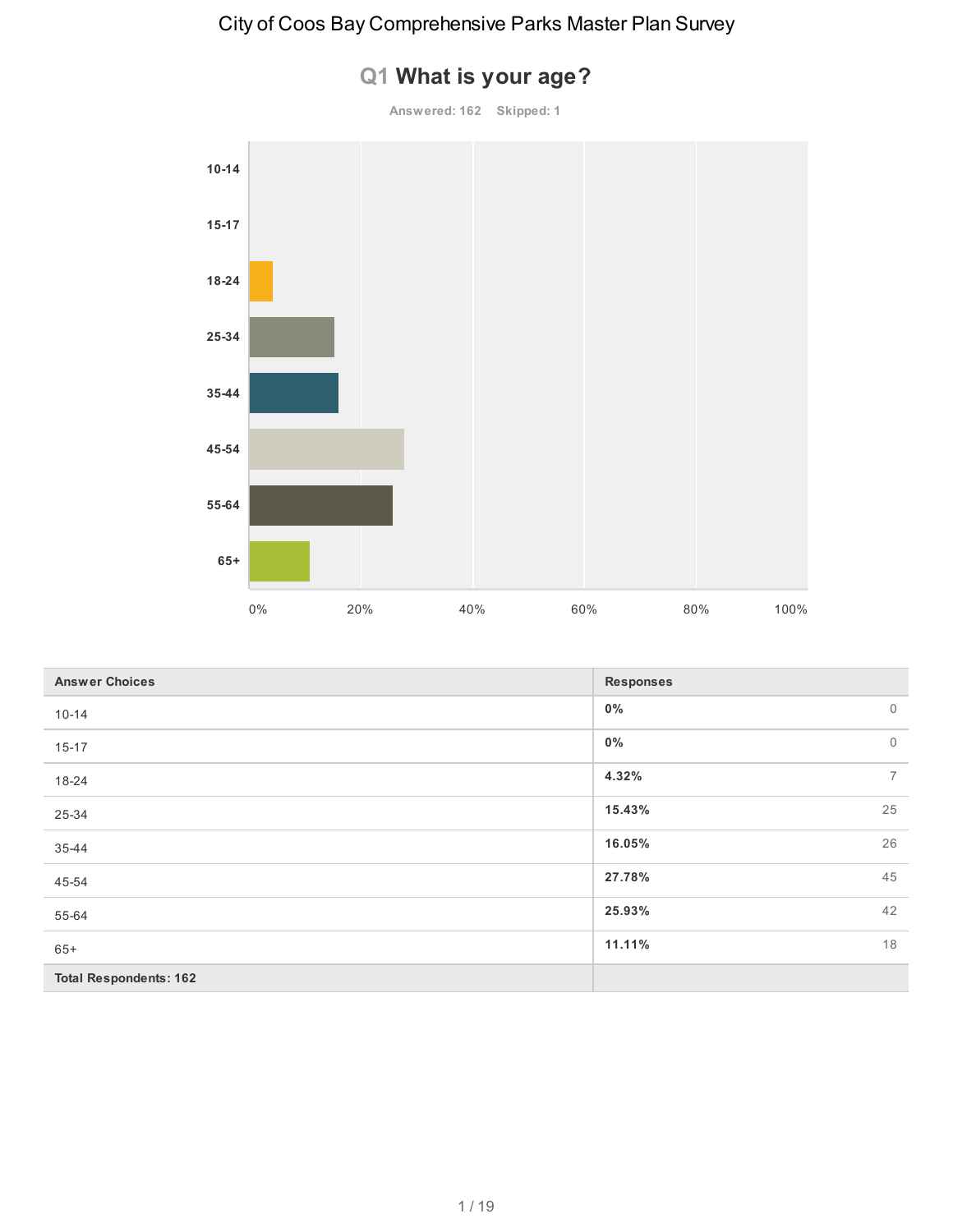# City of Coos Bay Comprehensive Parks Master Plan Survey

## Q1 What is your age?

Answered: 162 Skipped: 1

| Answer Choices | Responses | |
|---|---|---|
| 10-14 | **0%** | 0 |
| 15-17 | **0%** | 0 |
| 18-24 | **4.32%** | 7 |
| 25-34 | **15.43%** | 25 |
| 35-44 | **16.05%** | 26 |
| 45-54 | **27.78%** | 45 |
| 55-64 | **25.93%** | 42 |
| 65+ | **11.11%** | 18 |
| **Total Respondents: 162** | | |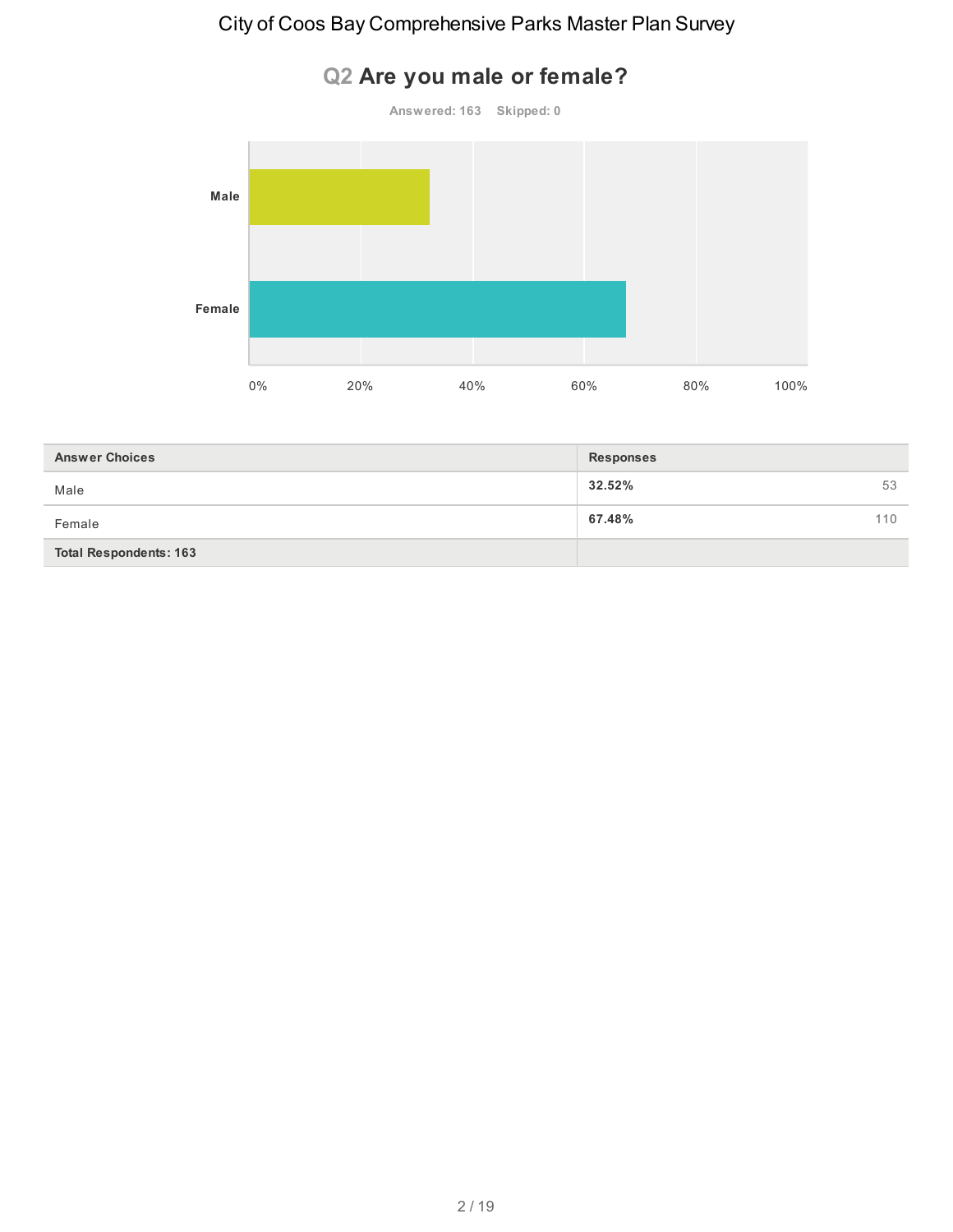# Q2 Are you male or female?

Answered: 163 Skipped: 0

| Answer Choices | Responses | |
|---|---|---|
| Male | 32.52% | 53 |
| Female | 67.48% | 110 |
| **Total Respondents: 163** | | |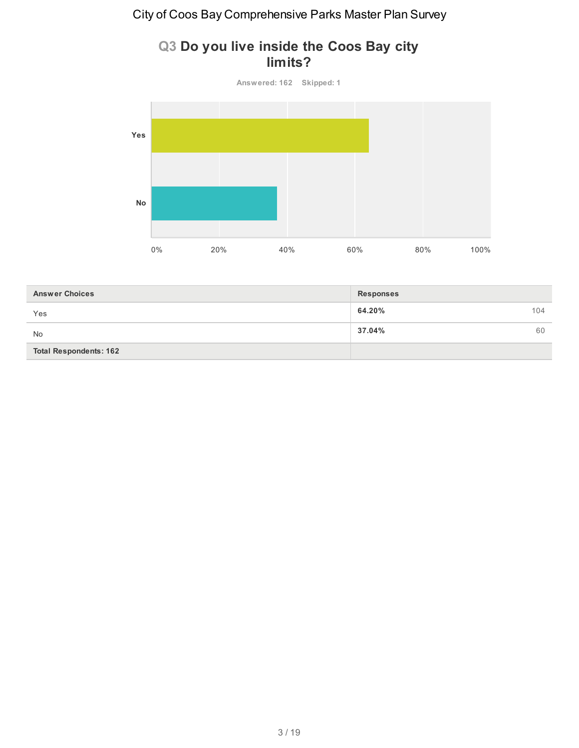# Q3 Do you live inside the Coos Bay city limits?

Answered: 162 Skipped: 1

| Answer Choices | Responses | |
|---|---|---|
| Yes | **64.20%** | 104 |
| No | **37.04%** | 60 |
| **Total Respondents: 162** | | |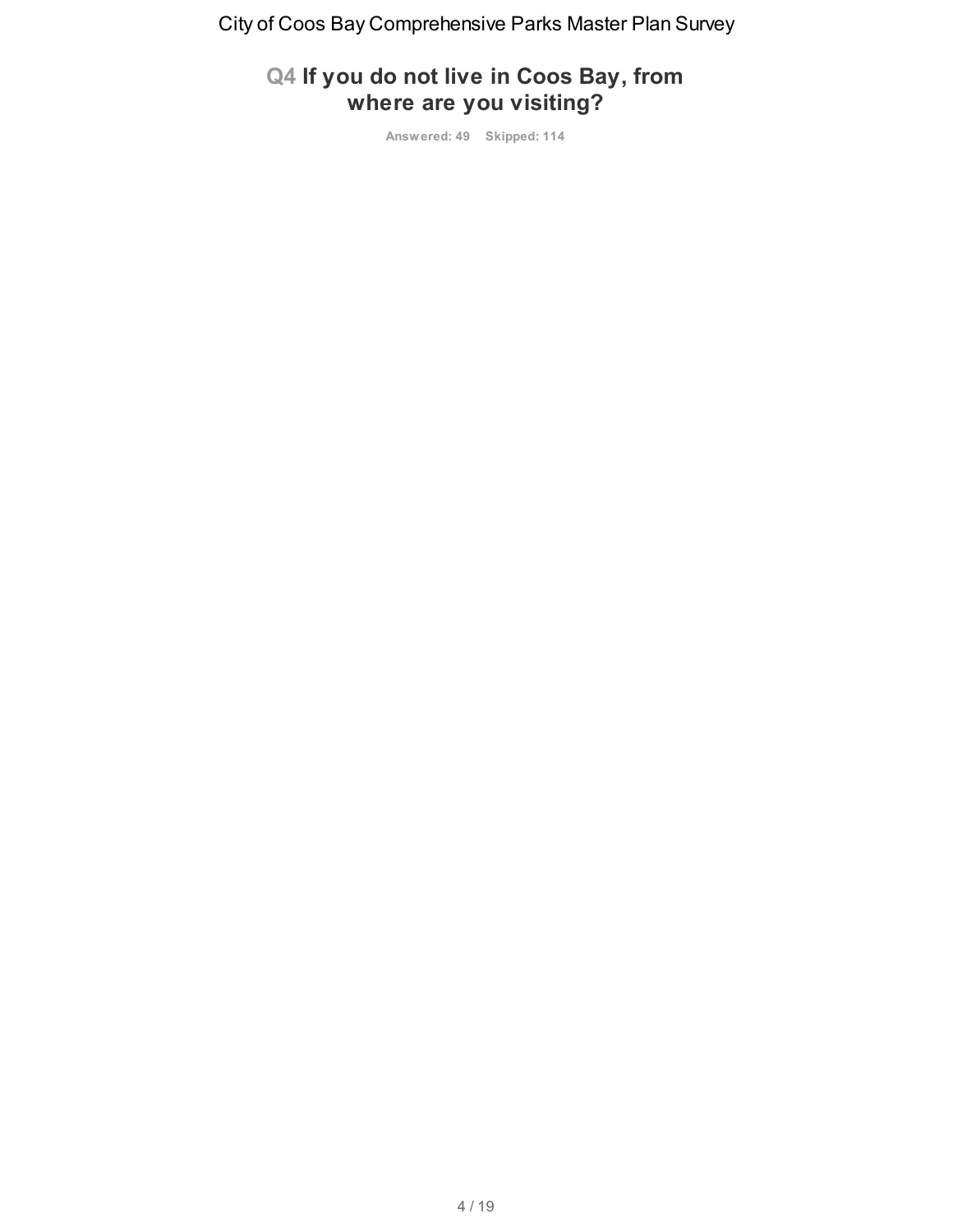## Q4 If you do not live in Coos Bay, from where are you visiting?

Answered: 49 Skipped: 114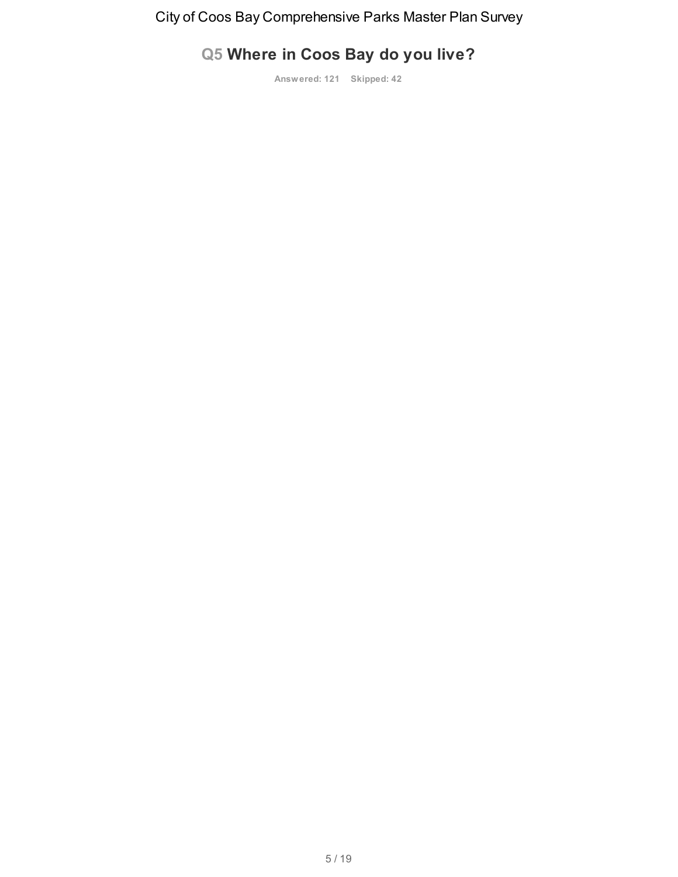## Q5 Where in Coos Bay do you live?

Answered: 121 Skipped: 42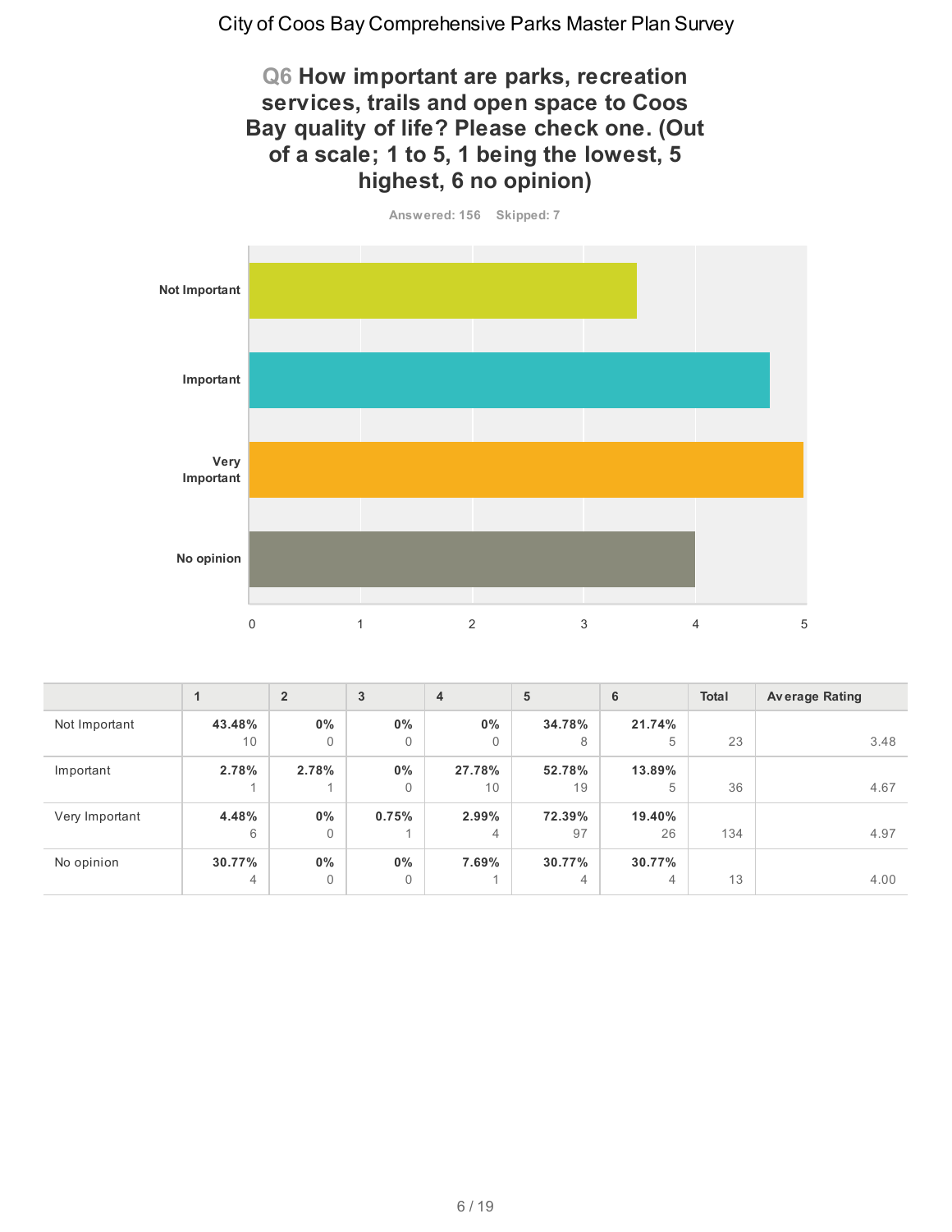# Q6 How important are parks, recreation services, trails and open space to Coos Bay quality of life? Please check one. (Out of a scale; 1 to 5, 1 being the lowest, 5 highest, 6 no opinion)

Answered: 156 Skipped: 7

| | 1 | 2 | 3 | 4 | 5 | 6 | Total | Average Rating |
|---|---|---|---|---|---|---|---|---|
| Not Important | **43.48%** 10 | **0%** 0 | **0%** 0 | **0%** 0 | **34.78%** 8 | **21.74%** 5 | 23 | 3.48 |
| Important | **2.78%** 1 | **2.78%** 1 | **0%** 0 | **27.78%** 10 | **52.78%** 19 | **13.89%** 5 | 36 | 4.67 |
| Very Important | **4.48%** 6 | **0%** 0 | **0.75%** 1 | **2.99%** 4 | **72.39%** 97 | **19.40%** 26 | 134 | 4.97 |
| No opinion | **30.77%** 4 | **0%** 0 | **0%** 0 | **7.69%** 1 | **30.77%** 4 | **30.77%** 4 | 13 | 4.00 |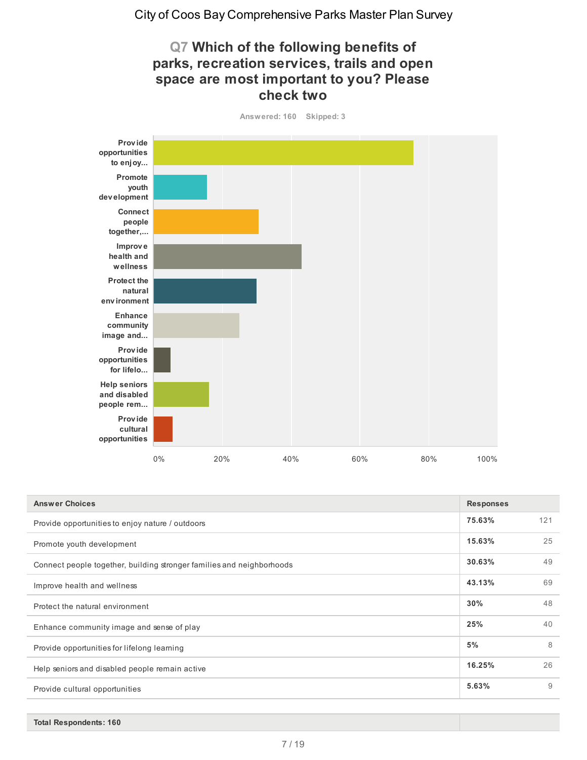# City of Coos Bay Comprehensive Parks Master Plan Survey

## Q7 Which of the following benefits of parks, recreation services, trails and open space are most important to you? Please check two

Answered: 160 Skipped: 3

| Answer Choices | Responses | |
|---|---|---|
| Provide opportunities to enjoy nature / outdoors | 75.63% | 121 |
| Promote youth development | 15.63% | 25 |
| Connect people together, building stronger families and neighborhoods | 30.63% | 49 |
| Improve health and wellness | 43.13% | 69 |
| Protect the natural environment | 30% | 48 |
| Enhance community image and sense of play | 25% | 40 |
| Provide opportunities for lifelong learning | 5% | 8 |
| Help seniors and disabled people remain active | 16.25% | 26 |
| Provide cultural opportunities | 5.63% | 9 |
| **Total Respondents: 160** | | |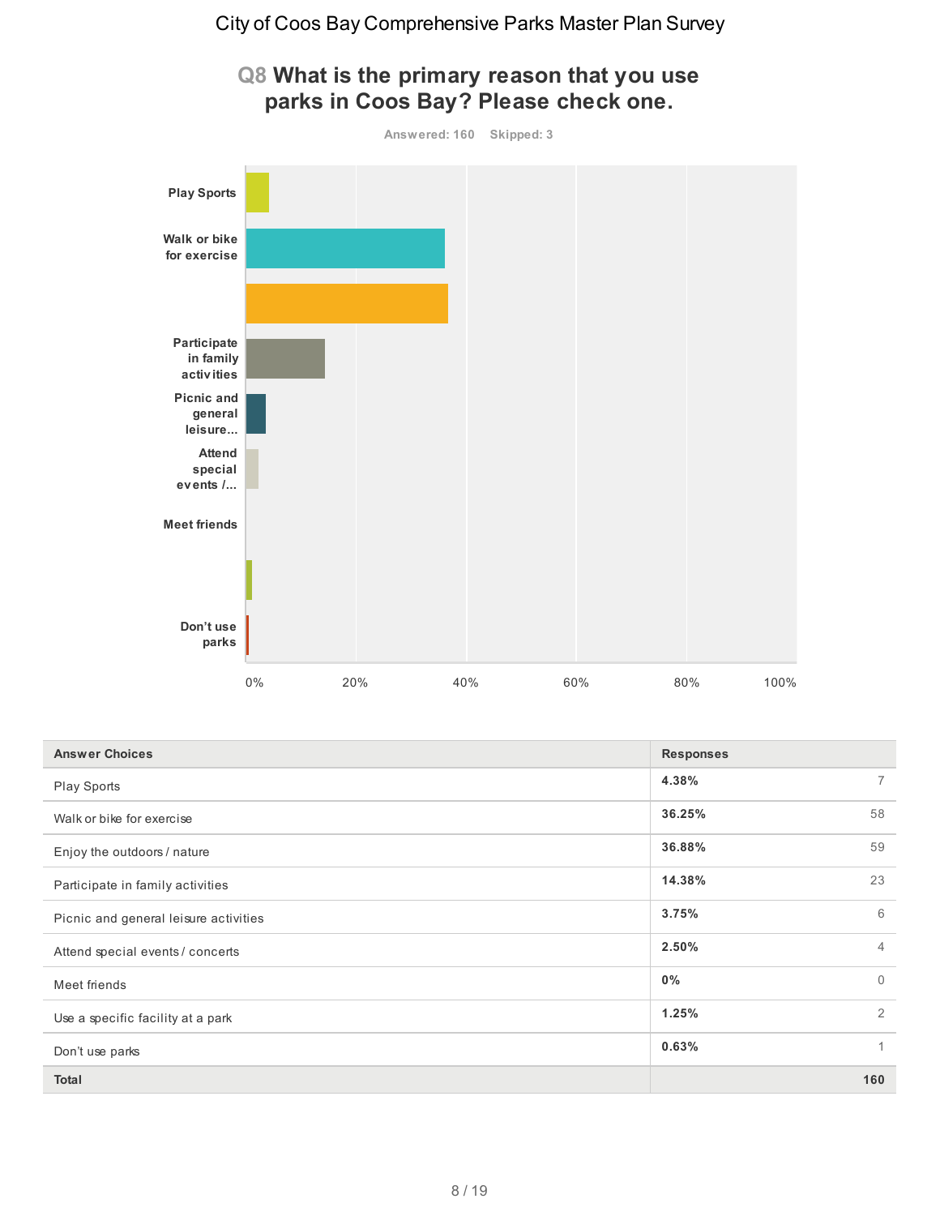# City of Coos Bay Comprehensive Parks Master Plan Survey

## Q8 What is the primary reason that you use parks in Coos Bay? Please check one.

Answered: 160    Skipped: 3

| Answer Choices | Responses | |
|---|---|---|
| Play Sports | 4.38% | 7 |
| Walk or bike for exercise | 36.25% | 58 |
| Enjoy the outdoors / nature | 36.88% | 59 |
| Participate in family activities | 14.38% | 23 |
| Picnic and general leisure activities | 3.75% | 6 |
| Attend special events / concerts | 2.50% | 4 |
| Meet friends | 0% | 0 |
| Use a specific facility at a park | 1.25% | 2 |
| Don't use parks | 0.63% | 1 |
| **Total** | | **160** |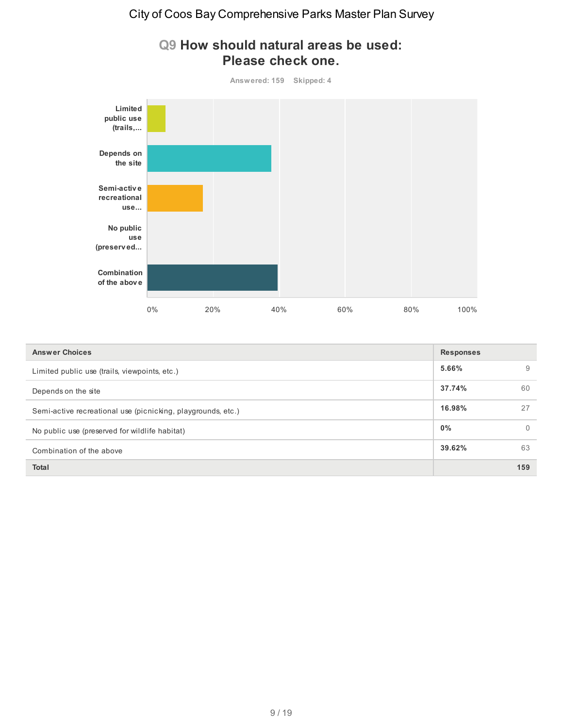# City of Coos Bay Comprehensive Parks Master Plan Survey

## Q9 How should natural areas be used: Please check one.

Answered: 159 Skipped: 4

| Answer Choices | Responses | |
|---|---|---|
| Limited public use (trails, viewpoints, etc.) | 5.66% | 9 |
| Depends on the site | 37.74% | 60 |
| Semi-active recreational use (picnicking, playgrounds, etc.) | 16.98% | 27 |
| No public use (preserved for wildlife habitat) | 0% | 0 |
| Combination of the above | 39.62% | 63 |
| **Total** | | **159** |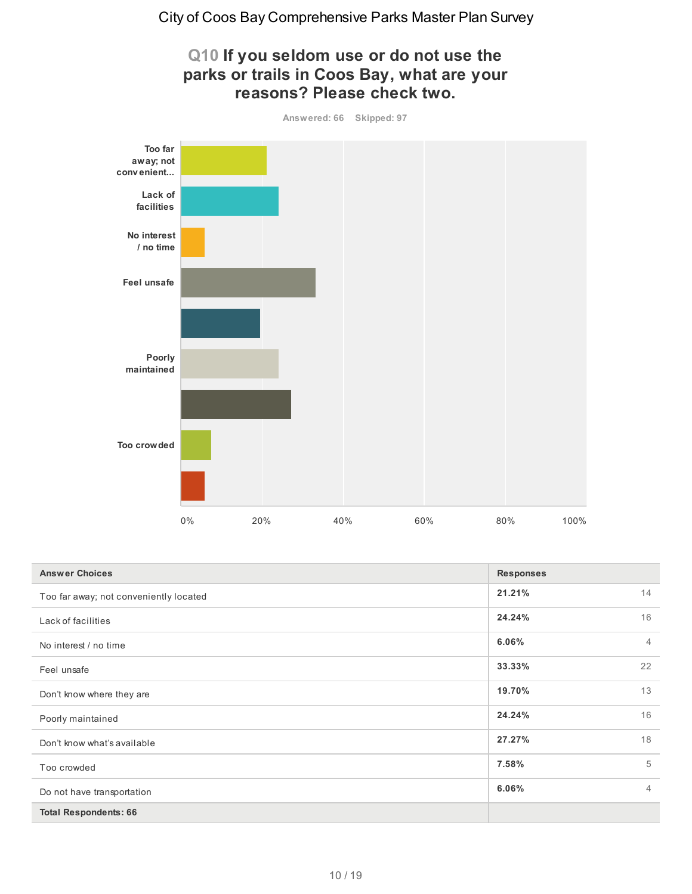# City of Coos Bay Comprehensive Parks Master Plan Survey

## Q10 If you seldom use or do not use the parks or trails in Coos Bay, what are your reasons? Please check two.

Answered: 66 Skipped: 97

| Answer Choices | Responses | |
|---|---|---|
| Too far away; not conveniently located | 21.21% | 14 |
| Lack of facilities | 24.24% | 16 |
| No interest / no time | 6.06% | 4 |
| Feel unsafe | 33.33% | 22 |
| Don't know where they are | 19.70% | 13 |
| Poorly maintained | 24.24% | 16 |
| Don't know what's available | 27.27% | 18 |
| Too crowded | 7.58% | 5 |
| Do not have transportation | 6.06% | 4 |
| **Total Respondents: 66** | | |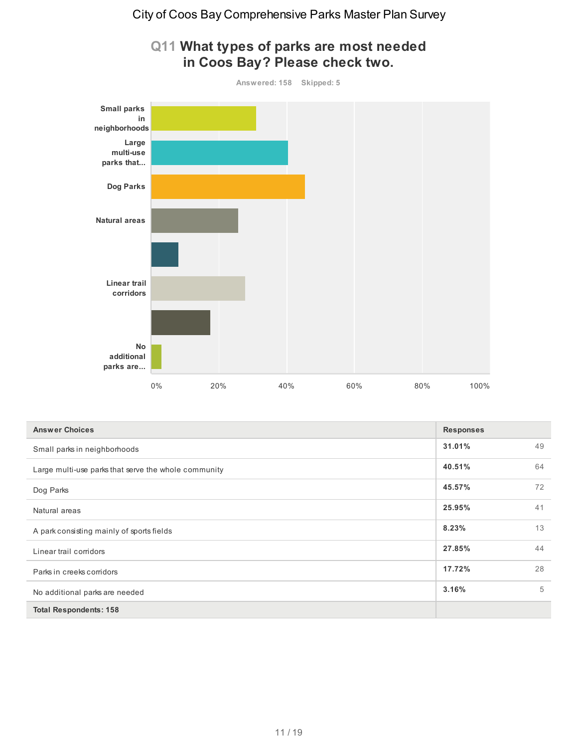## Q11 What types of parks are most needed in Coos Bay? Please check two.

Answered: 158 Skipped: 5

| Answer Choices | Responses | |
|---|---|---|
| Small parks in neighborhoods | 31.01% | 49 |
| Large multi-use parks that serve the whole community | 40.51% | 64 |
| Dog Parks | 45.57% | 72 |
| Natural areas | 25.95% | 41 |
| A park consisting mainly of sports fields | 8.23% | 13 |
| Linear trail corridors | 27.85% | 44 |
| Parks in creeks corridors | 17.72% | 28 |
| No additional parks are needed | 3.16% | 5 |
| **Total Respondents: 158** | | |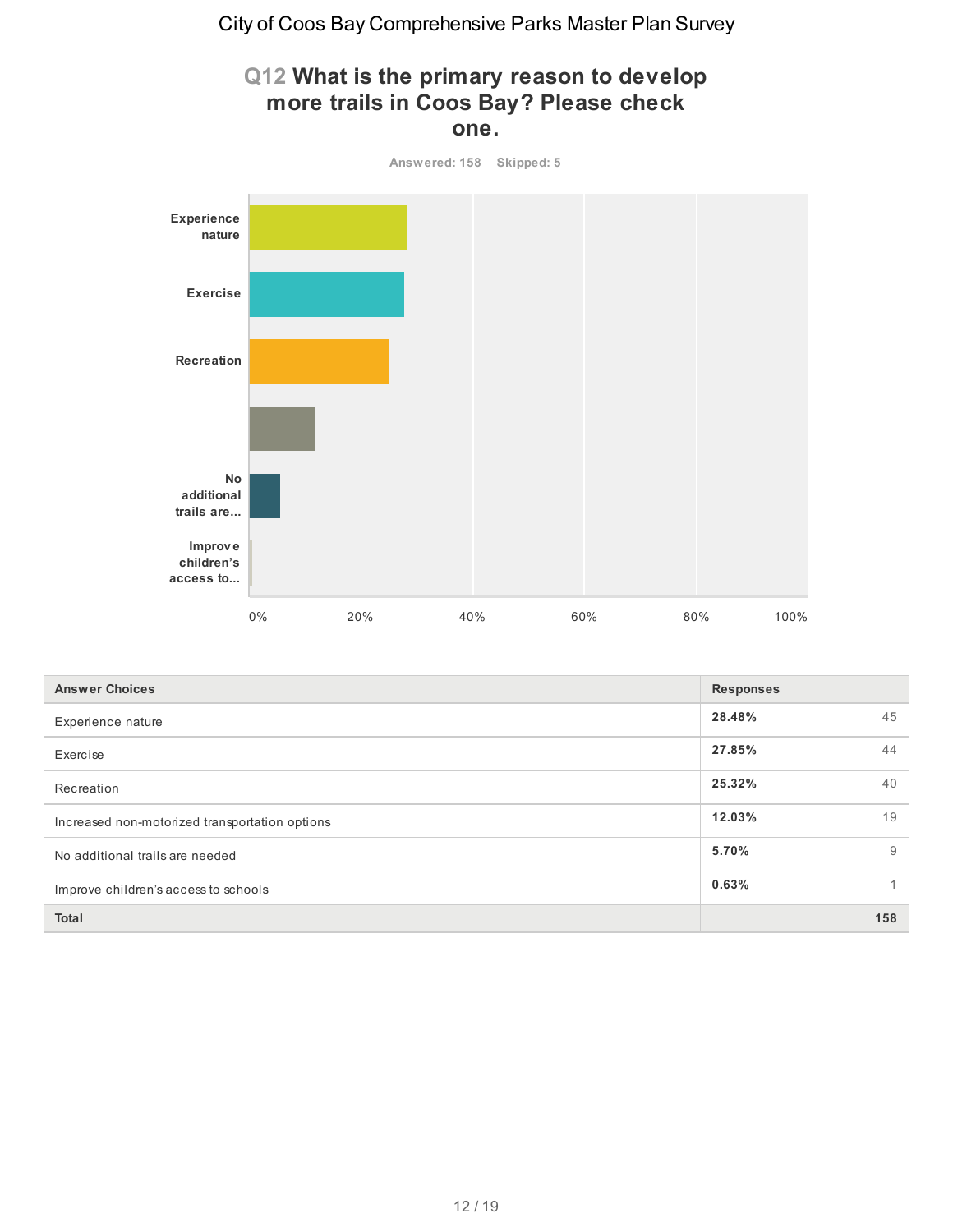# City of Coos Bay Comprehensive Parks Master Plan Survey

## Q12 What is the primary reason to develop more trails in Coos Bay? Please check one.

Answered: 158 Skipped: 5

| Answer Choices | Responses | |
|---|---|---|
| Experience nature | 28.48% | 45 |
| Exercise | 27.85% | 44 |
| Recreation | 25.32% | 40 |
| Increased non-motorized transportation options | 12.03% | 19 |
| No additional trails are needed | 5.70% | 9 |
| Improve children's access to schools | 0.63% | 1 |
| **Total** | | **158** |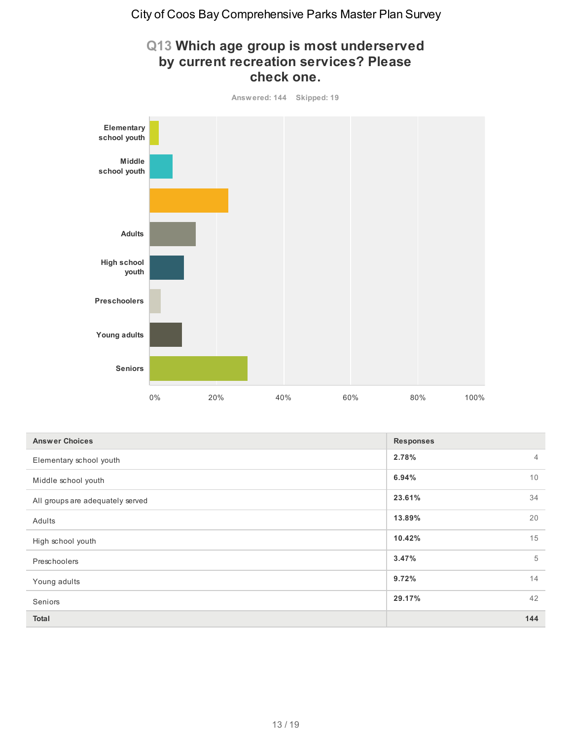# Q13 Which age group is most underserved by current recreation services? Please check one.

Answered: 144 Skipped: 19

| Answer Choices | Responses | |
|---|---|---|
| Elementary school youth | 2.78% | 4 |
| Middle school youth | 6.94% | 10 |
| All groups are adequately served | 23.61% | 34 |
| Adults | 13.89% | 20 |
| High school youth | 10.42% | 15 |
| Preschoolers | 3.47% | 5 |
| Young adults | 9.72% | 14 |
| Seniors | 29.17% | 42 |
| **Total** | | **144** |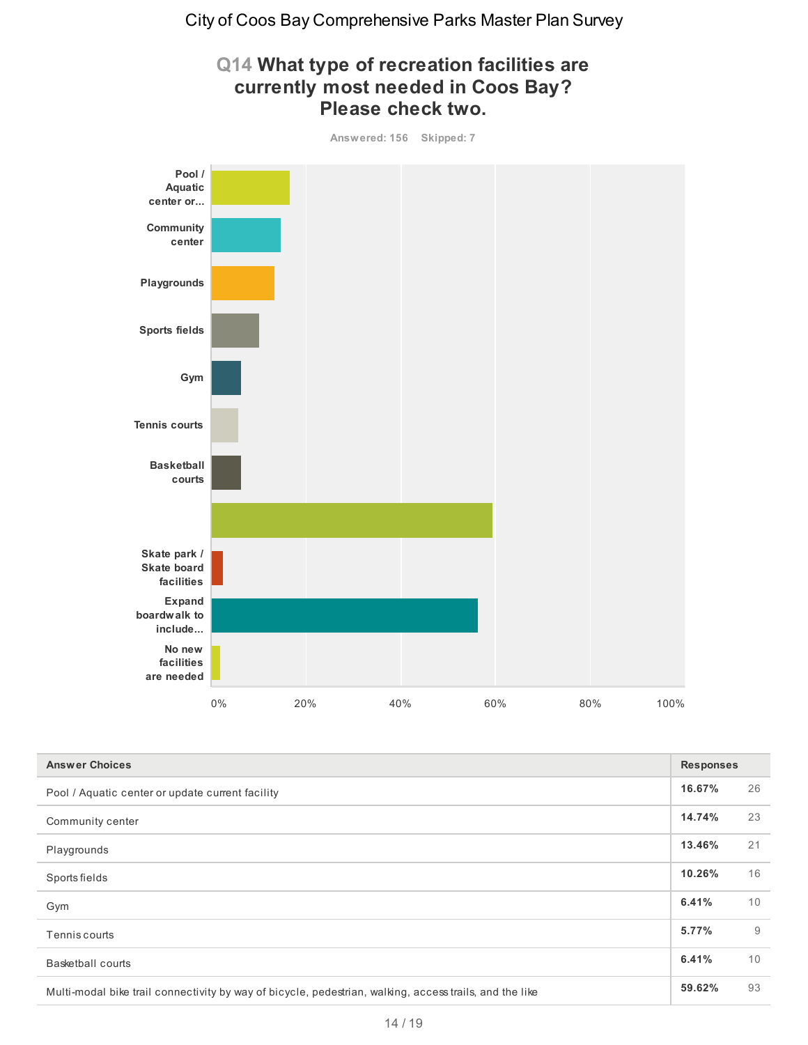City of Coos Bay Comprehensive Parks Master Plan Survey

## Q14 What type of recreation facilities are currently most needed in Coos Bay? Please check two.

Answered: 156 Skipped: 7

| Answer Choices | Responses | |
|---|---|---|
| Pool / Aquatic center or update current facility | 16.67% | 26 |
| Community center | 14.74% | 23 |
| Playgrounds | 13.46% | 21 |
| Sports fields | 10.26% | 16 |
| Gym | 6.41% | 10 |
| Tennis courts | 5.77% | 9 |
| Basketball courts | 6.41% | 10 |
| Multi-modal bike trail connectivity by way of bicycle, pedestrian, walking, access trails, and the like | 59.62% | 93 |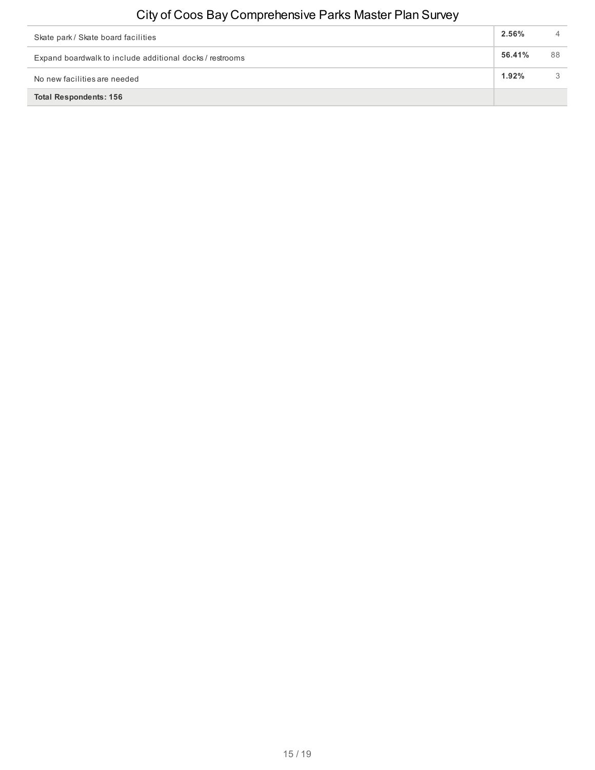| | | |
|---|---|---|
| Skate park / Skate board facilities | **2.56%** | 4 |
| Expand boardwalk to include additional docks / restrooms | **56.41%** | 88 |
| No new facilities are needed | **1.92%** | 3 |
| **Total Respondents: 156** | | |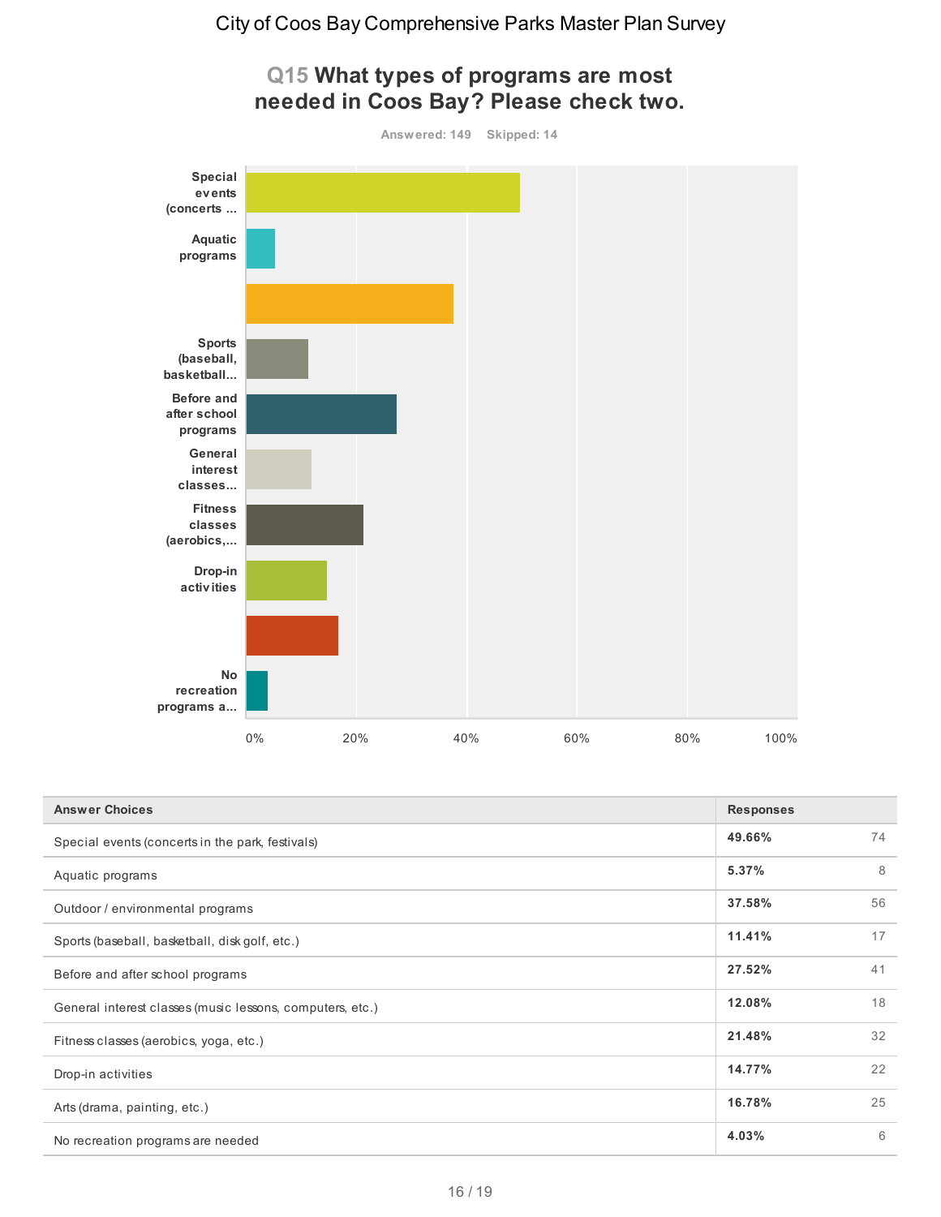City of Coos Bay Comprehensive Parks Master Plan Survey

## Q15 What types of programs are most needed in Coos Bay? Please check two.

Answered: 149 Skipped: 14

| Answer Choices | Responses | |
|---|---|---|
| Special events (concerts in the park, festivals) | **49.66%** | 74 |
| Aquatic programs | **5.37%** | 8 |
| Outdoor / environmental programs | **37.58%** | 56 |
| Sports (baseball, basketball, disk golf, etc.) | **11.41%** | 17 |
| Before and after school programs | **27.52%** | 41 |
| General interest classes (music lessons, computers, etc.) | **12.08%** | 18 |
| Fitness classes (aerobics, yoga, etc.) | **21.48%** | 32 |
| Drop-in activities | **14.77%** | 22 |
| Arts (drama, painting, etc.) | **16.78%** | 25 |
| No recreation programs are needed | **4.03%** | 6 |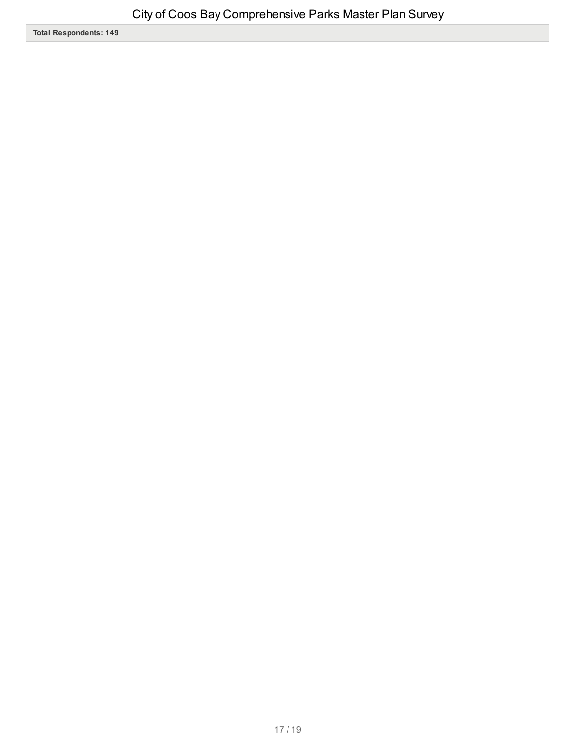| Total Respondents: 149 | |
| --- | --- |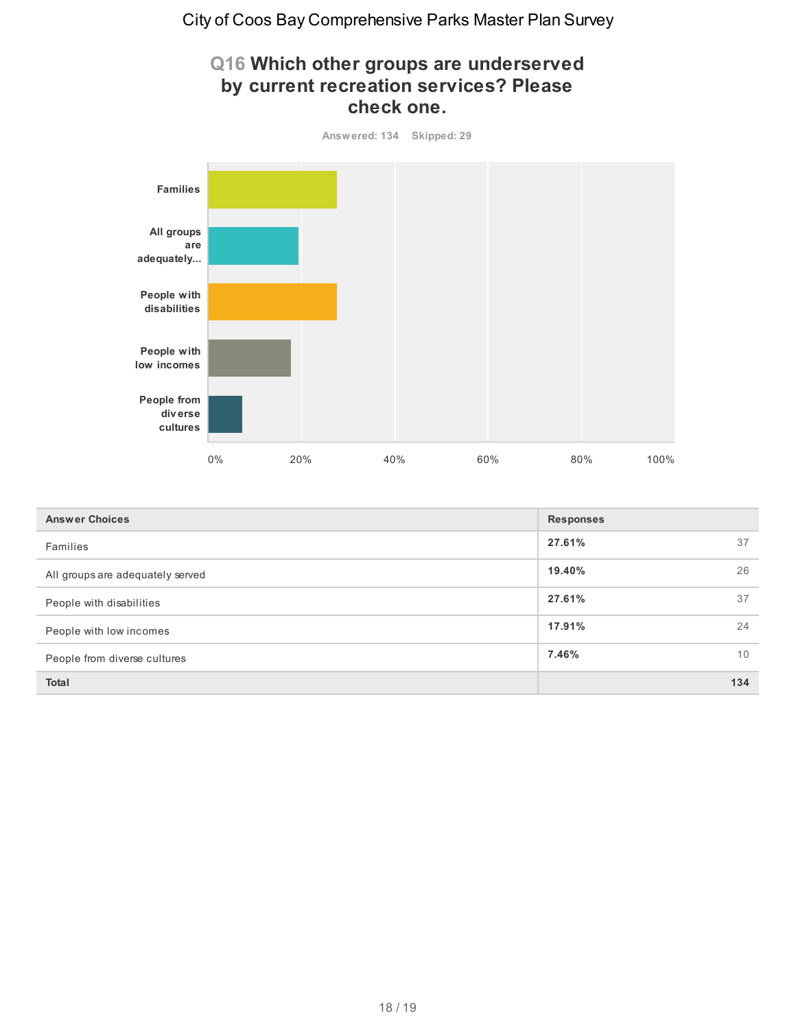# Q16 Which other groups are underserved by current recreation services? Please check one.

Answered: 134 Skipped: 29

| Answer Choices | Responses | |
|---|---|---|
| Families | **27.61%** | 37 |
| All groups are adequately served | **19.40%** | 26 |
| People with disabilities | **27.61%** | 37 |
| People with low incomes | **17.91%** | 24 |
| People from diverse cultures | **7.46%** | 10 |
| **Total** | | **134** |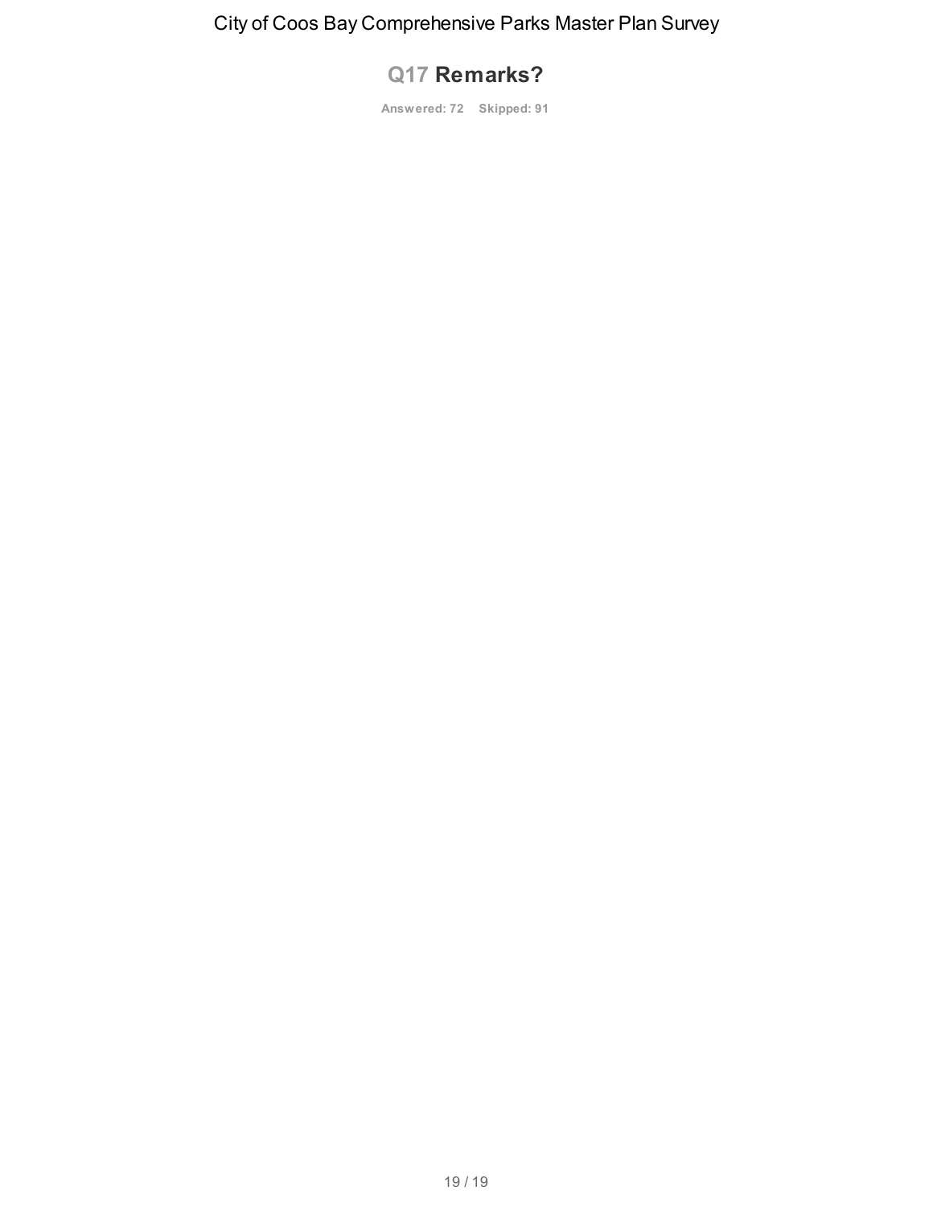## Q17 Remarks?

**Answered: 72 Skipped: 91**